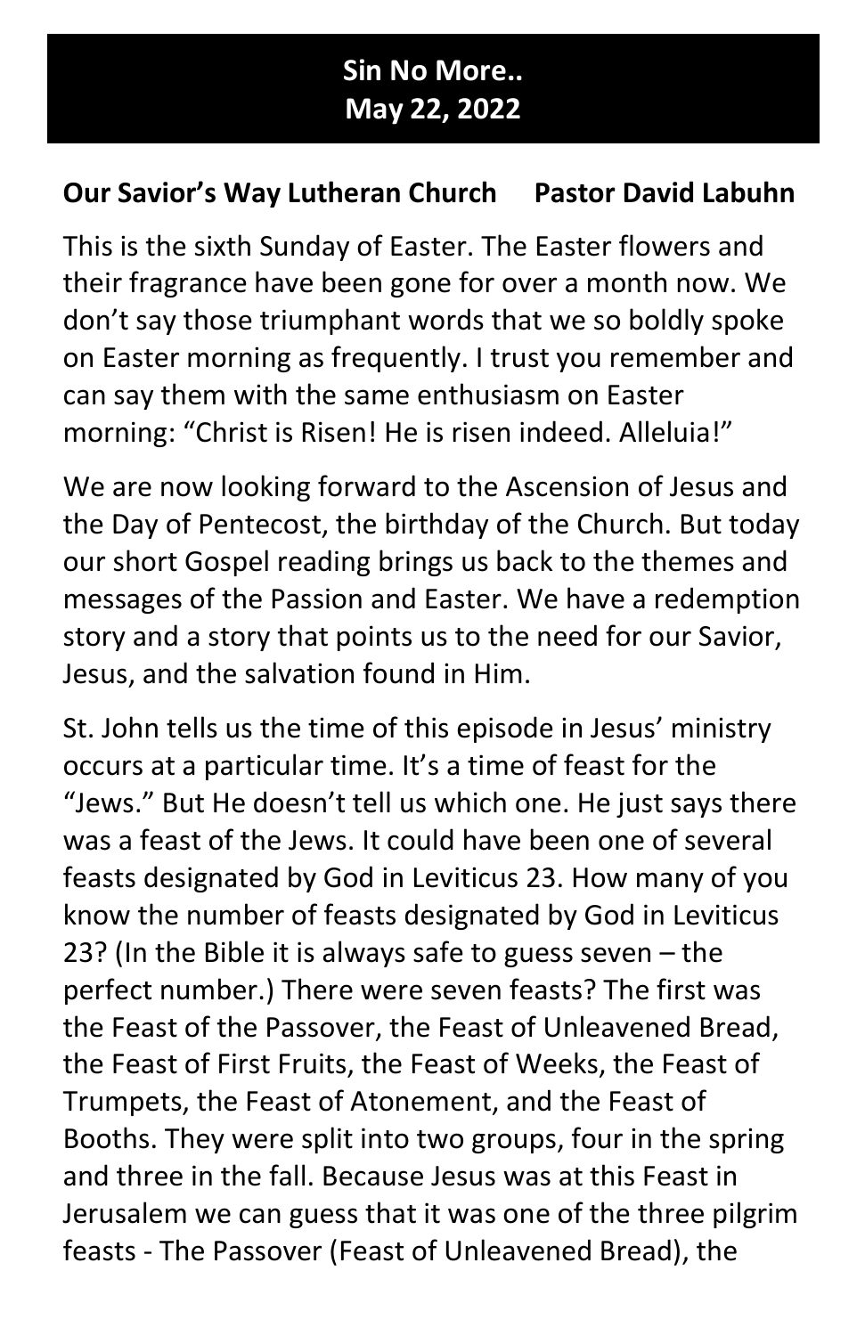# Sin No More..
# May 22, 2022

**Our Savior's Way Lutheran Church     Pastor David Labuhn**

This is the sixth Sunday of Easter. The Easter flowers and their fragrance have been gone for over a month now. We don't say those triumphant words that we so boldly spoke on Easter morning as frequently. I trust you remember and can say them with the same enthusiasm on Easter morning: "Christ is Risen! He is risen indeed. Alleluia!"

We are now looking forward to the Ascension of Jesus and the Day of Pentecost, the birthday of the Church. But today our short Gospel reading brings us back to the themes and messages of the Passion and Easter. We have a redemption story and a story that points us to the need for our Savior, Jesus, and the salvation found in Him.

St. John tells us the time of this episode in Jesus' ministry occurs at a particular time. It's a time of feast for the "Jews." But He doesn't tell us which one. He just says there was a feast of the Jews. It could have been one of several feasts designated by God in Leviticus 23. How many of you know the number of feasts designated by God in Leviticus 23? (In the Bible it is always safe to guess seven – the perfect number.) There were seven feasts? The first was the Feast of the Passover, the Feast of Unleavened Bread, the Feast of First Fruits, the Feast of Weeks, the Feast of Trumpets, the Feast of Atonement, and the Feast of Booths. They were split into two groups, four in the spring and three in the fall. Because Jesus was at this Feast in Jerusalem we can guess that it was one of the three pilgrim feasts - The Passover (Feast of Unleavened Bread), the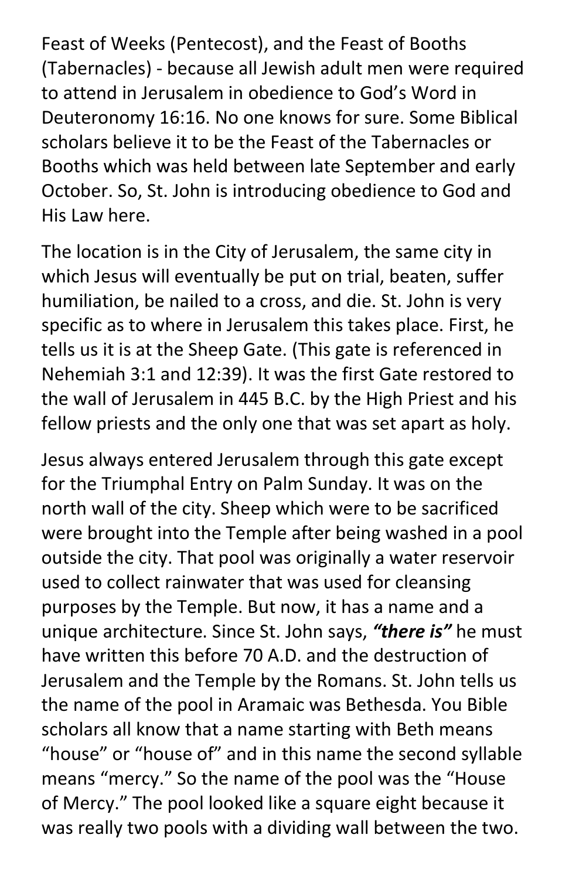Feast of Weeks (Pentecost), and the Feast of Booths (Tabernacles) - because all Jewish adult men were required to attend in Jerusalem in obedience to God's Word in Deuteronomy 16:16. No one knows for sure. Some Biblical scholars believe it to be the Feast of the Tabernacles or Booths which was held between late September and early October. So, St. John is introducing obedience to God and His Law here.

The location is in the City of Jerusalem, the same city in which Jesus will eventually be put on trial, beaten, suffer humiliation, be nailed to a cross, and die. St. John is very specific as to where in Jerusalem this takes place. First, he tells us it is at the Sheep Gate. (This gate is referenced in Nehemiah 3:1 and 12:39). It was the first Gate restored to the wall of Jerusalem in 445 B.C. by the High Priest and his fellow priests and the only one that was set apart as holy.

Jesus always entered Jerusalem through this gate except for the Triumphal Entry on Palm Sunday. It was on the north wall of the city. Sheep which were to be sacrificed were brought into the Temple after being washed in a pool outside the city. That pool was originally a water reservoir used to collect rainwater that was used for cleansing purposes by the Temple. But now, it has a name and a unique architecture. Since St. John says, ***"there is"*** he must have written this before 70 A.D. and the destruction of Jerusalem and the Temple by the Romans. St. John tells us the name of the pool in Aramaic was Bethesda. You Bible scholars all know that a name starting with Beth means "house" or "house of" and in this name the second syllable means "mercy." So the name of the pool was the "House of Mercy." The pool looked like a square eight because it was really two pools with a dividing wall between the two.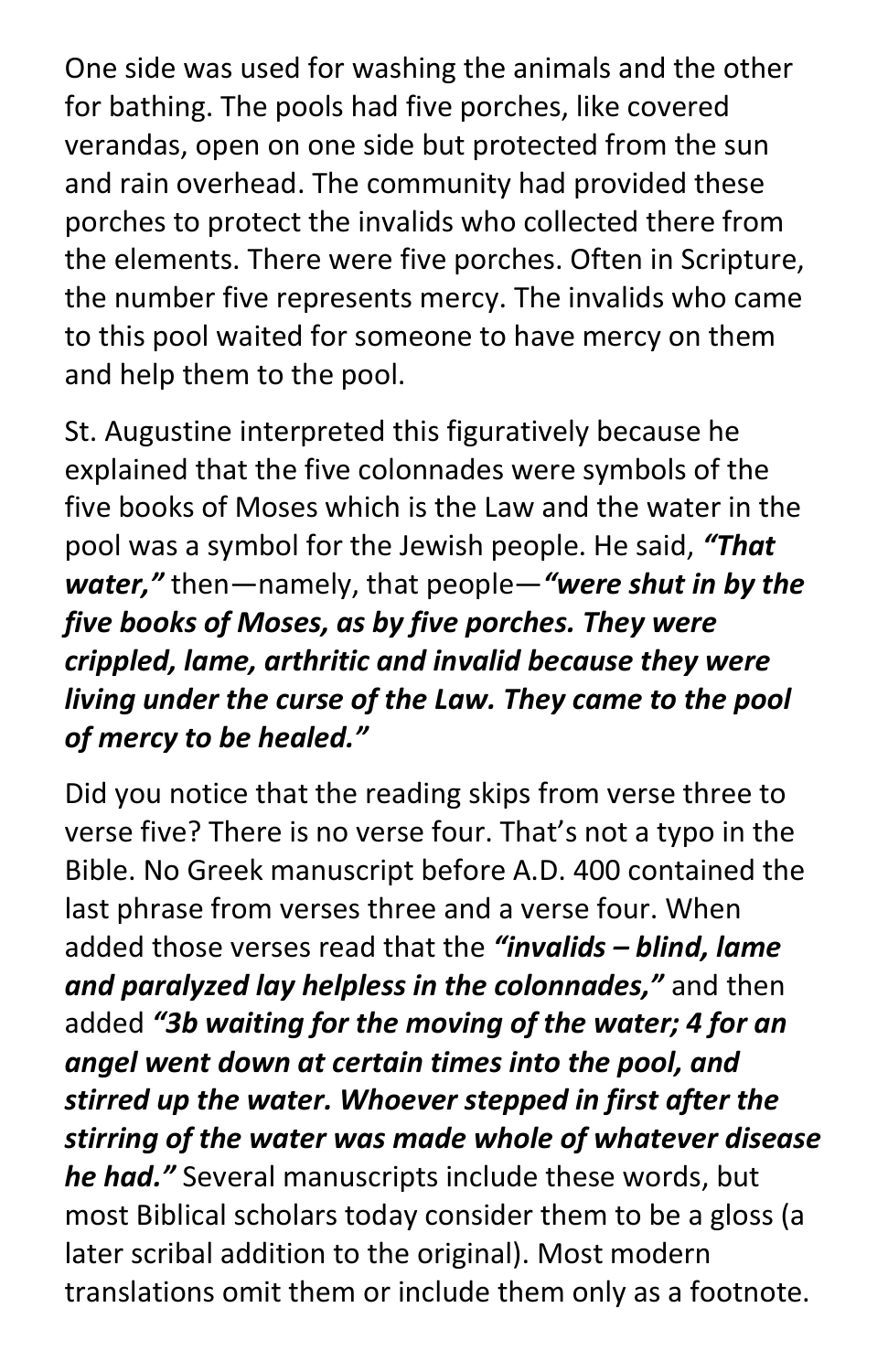One side was used for washing the animals and the other for bathing. The pools had five porches, like covered verandas, open on one side but protected from the sun and rain overhead. The community had provided these porches to protect the invalids who collected there from the elements. There were five porches. Often in Scripture, the number five represents mercy. The invalids who came to this pool waited for someone to have mercy on them and help them to the pool.

St. Augustine interpreted this figuratively because he explained that the five colonnades were symbols of the five books of Moses which is the Law and the water in the pool was a symbol for the Jewish people. He said, ***"That water,"*** then—namely, that people—***"were shut in by the five books of Moses, as by five porches. They were crippled, lame, arthritic and invalid because they were living under the curse of the Law. They came to the pool of mercy to be healed."***

Did you notice that the reading skips from verse three to verse five? There is no verse four. That's not a typo in the Bible. No Greek manuscript before A.D. 400 contained the last phrase from verses three and a verse four. When added those verses read that the ***"invalids – blind, lame and paralyzed lay helpless in the colonnades,"*** and then added ***"3b waiting for the moving of the water; 4 for an angel went down at certain times into the pool, and stirred up the water. Whoever stepped in first after the stirring of the water was made whole of whatever disease he had."*** Several manuscripts include these words, but most Biblical scholars today consider them to be a gloss (a later scribal addition to the original). Most modern translations omit them or include them only as a footnote.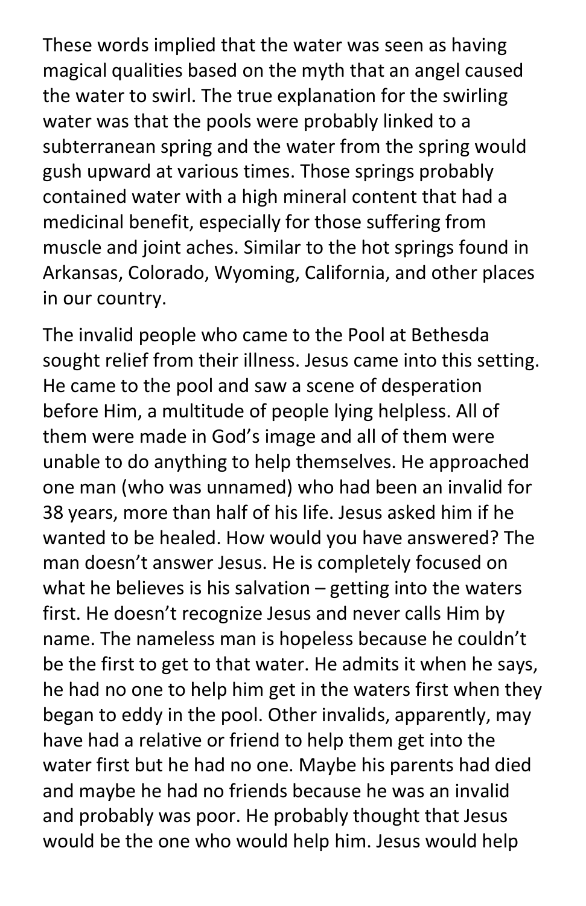These words implied that the water was seen as having magical qualities based on the myth that an angel caused the water to swirl. The true explanation for the swirling water was that the pools were probably linked to a subterranean spring and the water from the spring would gush upward at various times. Those springs probably contained water with a high mineral content that had a medicinal benefit, especially for those suffering from muscle and joint aches. Similar to the hot springs found in Arkansas, Colorado, Wyoming, California, and other places in our country.

The invalid people who came to the Pool at Bethesda sought relief from their illness. Jesus came into this setting. He came to the pool and saw a scene of desperation before Him, a multitude of people lying helpless. All of them were made in God's image and all of them were unable to do anything to help themselves. He approached one man (who was unnamed) who had been an invalid for 38 years, more than half of his life. Jesus asked him if he wanted to be healed. How would you have answered? The man doesn't answer Jesus. He is completely focused on what he believes is his salvation – getting into the waters first. He doesn't recognize Jesus and never calls Him by name. The nameless man is hopeless because he couldn't be the first to get to that water. He admits it when he says, he had no one to help him get in the waters first when they began to eddy in the pool. Other invalids, apparently, may have had a relative or friend to help them get into the water first but he had no one. Maybe his parents had died and maybe he had no friends because he was an invalid and probably was poor. He probably thought that Jesus would be the one who would help him. Jesus would help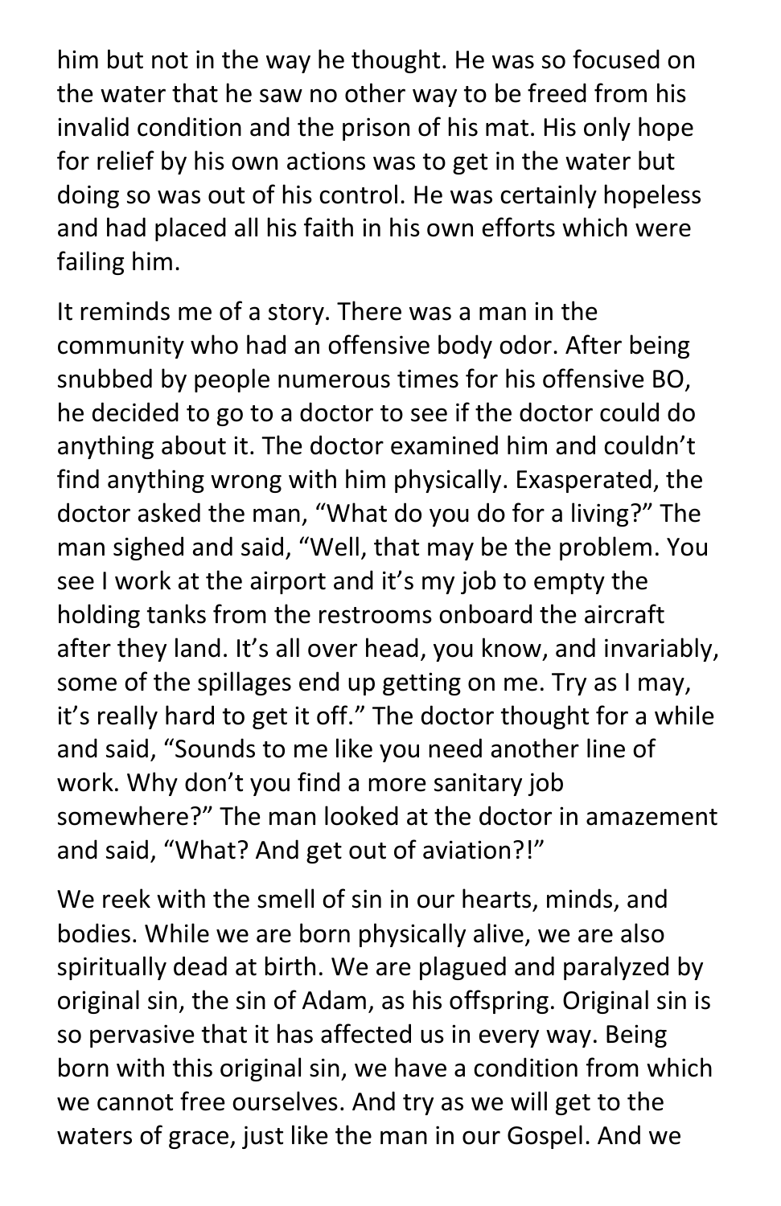him but not in the way he thought. He was so focused on the water that he saw no other way to be freed from his invalid condition and the prison of his mat. His only hope for relief by his own actions was to get in the water but doing so was out of his control. He was certainly hopeless and had placed all his faith in his own efforts which were failing him.

It reminds me of a story. There was a man in the community who had an offensive body odor. After being snubbed by people numerous times for his offensive BO, he decided to go to a doctor to see if the doctor could do anything about it. The doctor examined him and couldn't find anything wrong with him physically. Exasperated, the doctor asked the man, "What do you do for a living?" The man sighed and said, "Well, that may be the problem. You see I work at the airport and it's my job to empty the holding tanks from the restrooms onboard the aircraft after they land. It's all over head, you know, and invariably, some of the spillages end up getting on me. Try as I may, it's really hard to get it off." The doctor thought for a while and said, "Sounds to me like you need another line of work. Why don't you find a more sanitary job somewhere?" The man looked at the doctor in amazement and said, "What? And get out of aviation?!"

We reek with the smell of sin in our hearts, minds, and bodies. While we are born physically alive, we are also spiritually dead at birth. We are plagued and paralyzed by original sin, the sin of Adam, as his offspring. Original sin is so pervasive that it has affected us in every way. Being born with this original sin, we have a condition from which we cannot free ourselves. And try as we will get to the waters of grace, just like the man in our Gospel. And we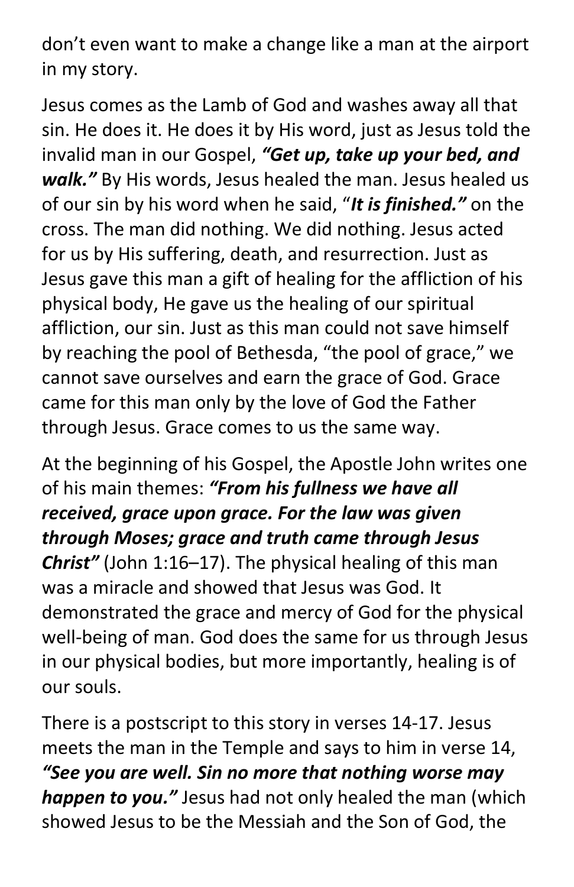don't even want to make a change like a man at the airport in my story.

Jesus comes as the Lamb of God and washes away all that sin. He does it. He does it by His word, just as Jesus told the invalid man in our Gospel, ***"Get up, take up your bed, and walk."*** By His words, Jesus healed the man. Jesus healed us of our sin by his word when he said, "***It is finished."*** on the cross. The man did nothing. We did nothing. Jesus acted for us by His suffering, death, and resurrection. Just as Jesus gave this man a gift of healing for the affliction of his physical body, He gave us the healing of our spiritual affliction, our sin. Just as this man could not save himself by reaching the pool of Bethesda, "the pool of grace," we cannot save ourselves and earn the grace of God. Grace came for this man only by the love of God the Father through Jesus. Grace comes to us the same way.

At the beginning of his Gospel, the Apostle John writes one of his main themes: ***"From his fullness we have all received, grace upon grace. For the law was given through Moses; grace and truth came through Jesus Christ"*** (John 1:16–17). The physical healing of this man was a miracle and showed that Jesus was God. It demonstrated the grace and mercy of God for the physical well-being of man. God does the same for us through Jesus in our physical bodies, but more importantly, healing is of our souls.

There is a postscript to this story in verses 14-17. Jesus meets the man in the Temple and says to him in verse 14, ***"See you are well. Sin no more that nothing worse may happen to you."*** Jesus had not only healed the man (which showed Jesus to be the Messiah and the Son of God, the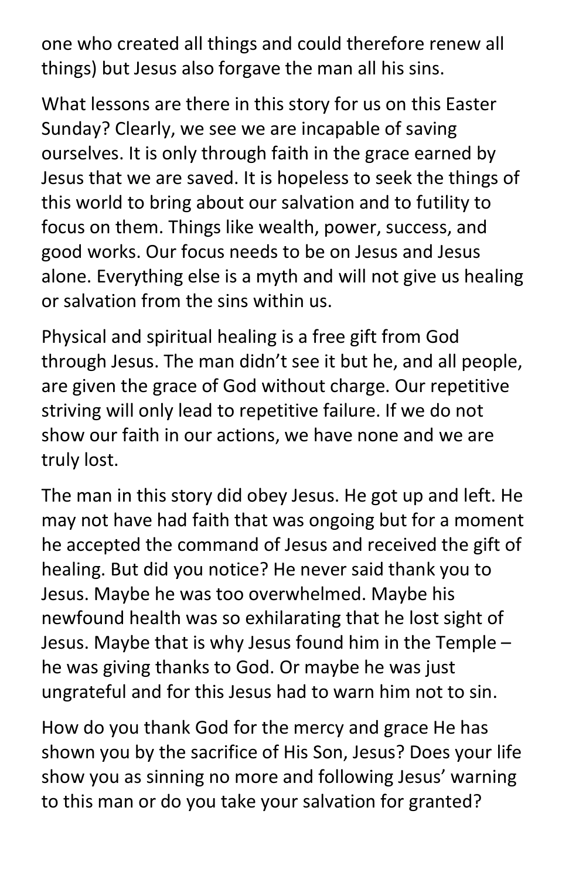one who created all things and could therefore renew all things) but Jesus also forgave the man all his sins.

What lessons are there in this story for us on this Easter Sunday? Clearly, we see we are incapable of saving ourselves. It is only through faith in the grace earned by Jesus that we are saved. It is hopeless to seek the things of this world to bring about our salvation and to futility to focus on them. Things like wealth, power, success, and good works. Our focus needs to be on Jesus and Jesus alone. Everything else is a myth and will not give us healing or salvation from the sins within us.

Physical and spiritual healing is a free gift from God through Jesus. The man didn't see it but he, and all people, are given the grace of God without charge. Our repetitive striving will only lead to repetitive failure. If we do not show our faith in our actions, we have none and we are truly lost.

The man in this story did obey Jesus. He got up and left. He may not have had faith that was ongoing but for a moment he accepted the command of Jesus and received the gift of healing. But did you notice? He never said thank you to Jesus. Maybe he was too overwhelmed. Maybe his newfound health was so exhilarating that he lost sight of Jesus. Maybe that is why Jesus found him in the Temple – he was giving thanks to God. Or maybe he was just ungrateful and for this Jesus had to warn him not to sin.

How do you thank God for the mercy and grace He has shown you by the sacrifice of His Son, Jesus? Does your life show you as sinning no more and following Jesus' warning to this man or do you take your salvation for granted?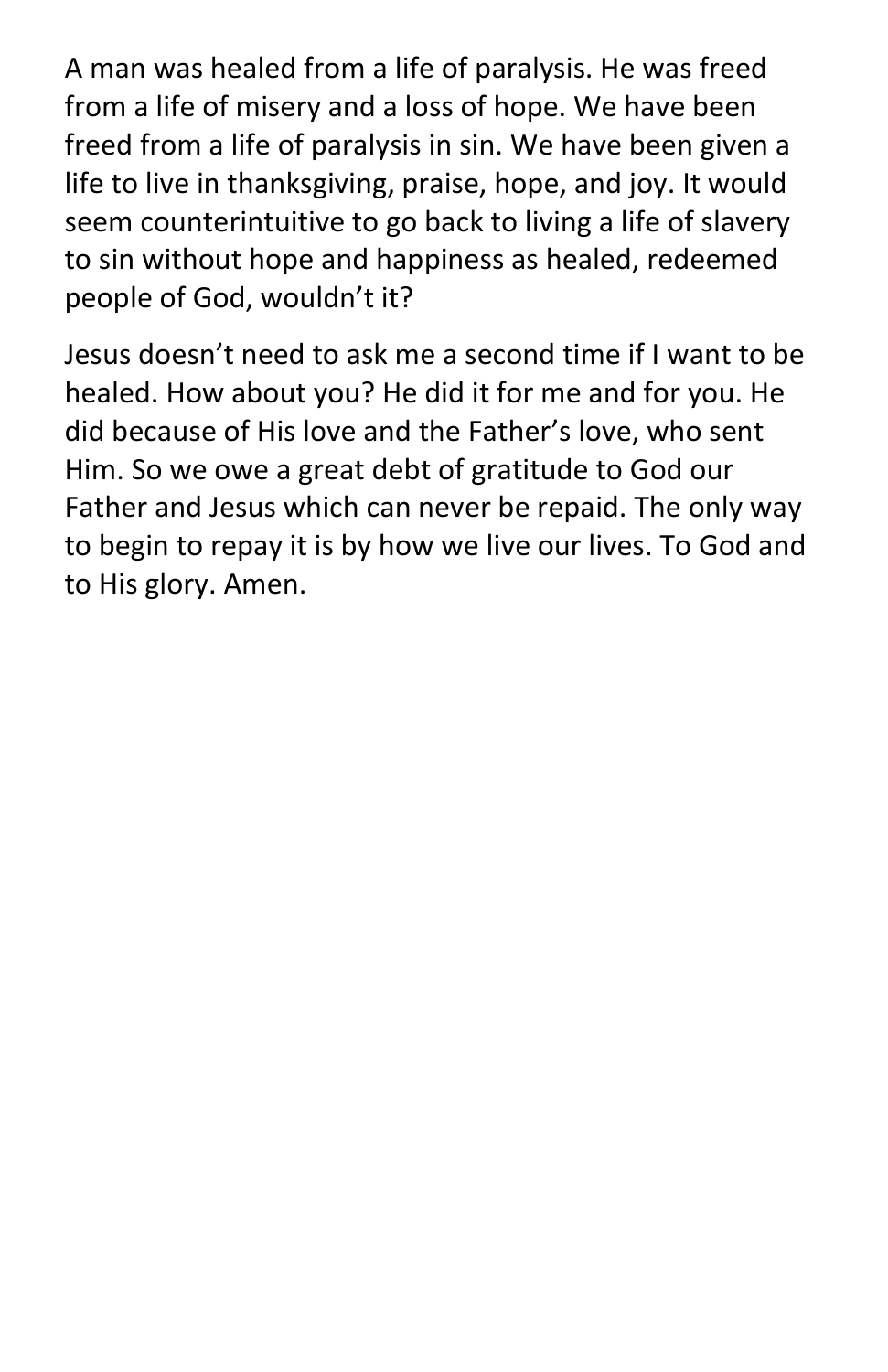A man was healed from a life of paralysis. He was freed from a life of misery and a loss of hope. We have been freed from a life of paralysis in sin. We have been given a life to live in thanksgiving, praise, hope, and joy. It would seem counterintuitive to go back to living a life of slavery to sin without hope and happiness as healed, redeemed people of God, wouldn't it?

Jesus doesn't need to ask me a second time if I want to be healed. How about you? He did it for me and for you. He did because of His love and the Father's love, who sent Him. So we owe a great debt of gratitude to God our Father and Jesus which can never be repaid. The only way to begin to repay it is by how we live our lives. To God and to His glory. Amen.